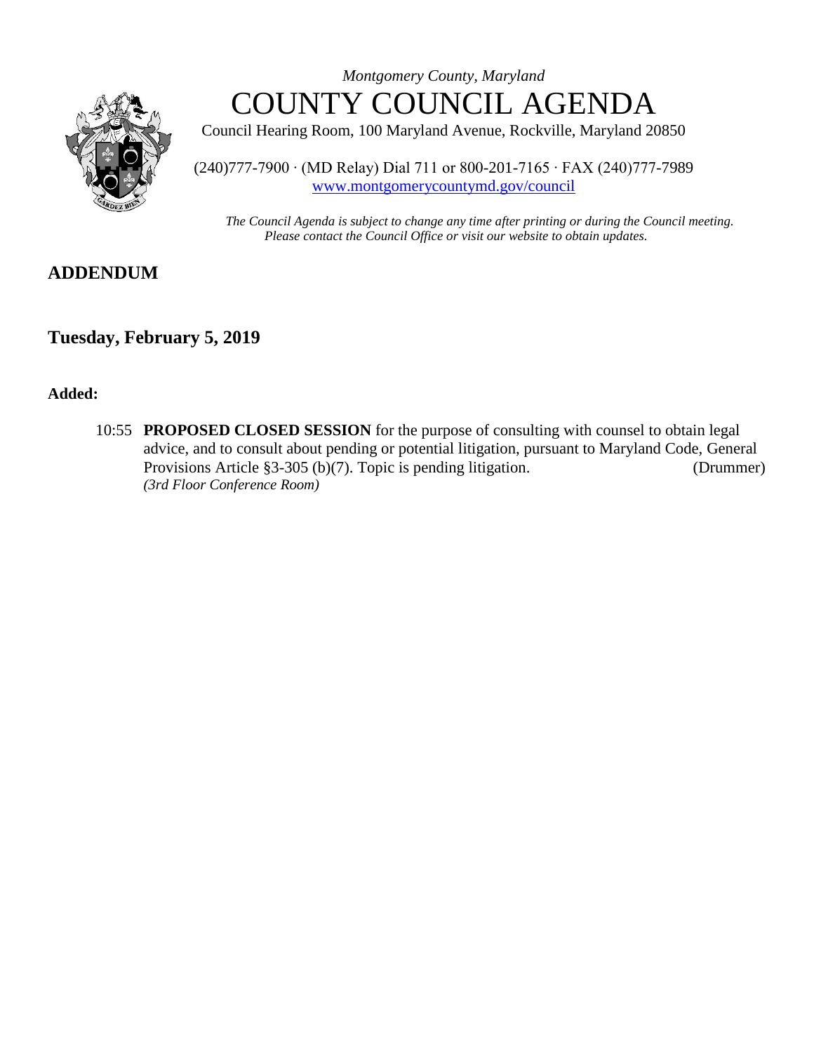*Montgomery County, Maryland*

# COUNTY COUNCIL AGENDA

Council Hearing Room, 100 Maryland Avenue, Rockville, Maryland 20850

(240)777-7900 · (MD Relay) Dial 711 or 800-201-7165 · FAX (240)777-7989
www.montgomerycountymd.gov/council

*The Council Agenda is subject to change any time after printing or during the Council meeting. Please contact the Council Office or visit our website to obtain updates.*

## ADDENDUM

## Tuesday, February 5, 2019

**Added:**

10:55 **PROPOSED CLOSED SESSION** for the purpose of consulting with counsel to obtain legal advice, and to consult about pending or potential litigation, pursuant to Maryland Code, General Provisions Article §3-305 (b)(7). Topic is pending litigation. (Drummer)
*(3rd Floor Conference Room)*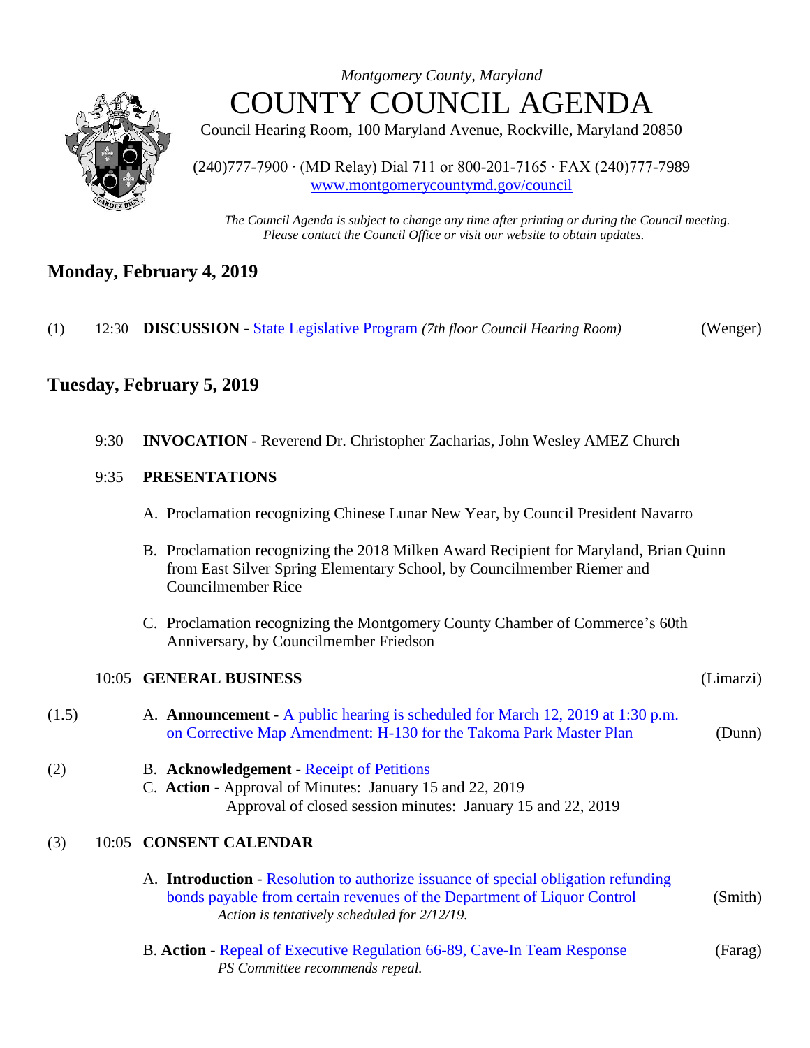*Montgomery County, Maryland*

# COUNTY COUNCIL AGENDA

Council Hearing Room, 100 Maryland Avenue, Rockville, Maryland 20850

(240)777-7900 · (MD Relay) Dial 711 or 800-201-7165 · FAX (240)777-7989
www.montgomerycountymd.gov/council

*The Council Agenda is subject to change any time after printing or during the Council meeting. Please contact the Council Office or visit our website to obtain updates.*

## Monday, February 4, 2019

(1) 12:30 **DISCUSSION** - State Legislative Program *(7th floor Council Hearing Room)* (Wenger)

## Tuesday, February 5, 2019

9:30 **INVOCATION** - Reverend Dr. Christopher Zacharias, John Wesley AMEZ Church

9:35 **PRESENTATIONS**

A. Proclamation recognizing Chinese Lunar New Year, by Council President Navarro

B. Proclamation recognizing the 2018 Milken Award Recipient for Maryland, Brian Quinn from East Silver Spring Elementary School, by Councilmember Riemer and Councilmember Rice

C. Proclamation recognizing the Montgomery County Chamber of Commerce's 60th Anniversary, by Councilmember Friedson

10:05 **GENERAL BUSINESS** (Limarzi)

(1.5) A. **Announcement** - A public hearing is scheduled for March 12, 2019 at 1:30 p.m. on Corrective Map Amendment: H-130 for the Takoma Park Master Plan (Dunn)

(2) B. **Acknowledgement** - Receipt of Petitions

C. **Action** - Approval of Minutes: January 15 and 22, 2019
Approval of closed session minutes: January 15 and 22, 2019

(3) 10:05 **CONSENT CALENDAR**

A. **Introduction** - Resolution to authorize issuance of special obligation refunding bonds payable from certain revenues of the Department of Liquor Control (Smith)
*Action is tentatively scheduled for 2/12/19.*

B. **Action** - Repeal of Executive Regulation 66-89, Cave-In Team Response (Farag)
*PS Committee recommends repeal.*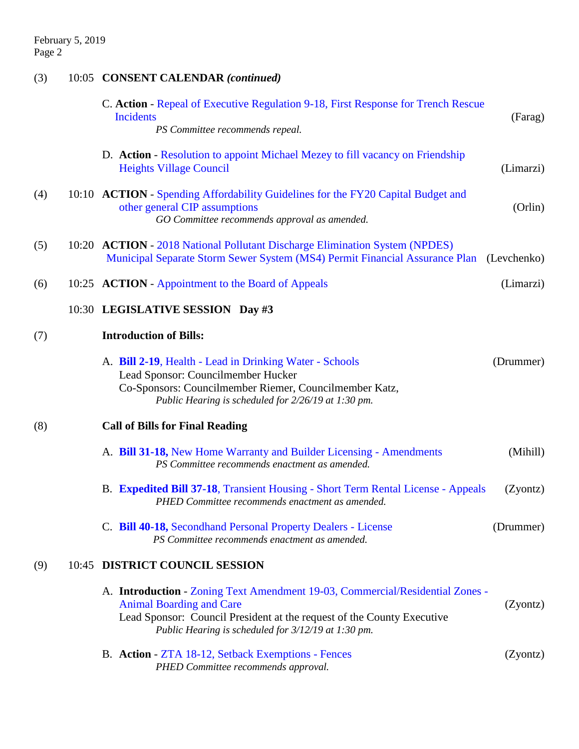(3) 10:05 **CONSENT CALENDAR** ***(continued)***

C. **Action** - Repeal of Executive Regulation 9-18, First Response for Trench Rescue Incidents (Farag)
*PS Committee recommends repeal.*

D. **Action** - Resolution to appoint Michael Mezey to fill vacancy on Friendship Heights Village Council (Limarzi)

(4) 10:10 **ACTION** - Spending Affordability Guidelines for the FY20 Capital Budget and other general CIP assumptions (Orlin)
*GO Committee recommends approval as amended.*

(5) 10:20 **ACTION** - 2018 National Pollutant Discharge Elimination System (NPDES) Municipal Separate Storm Sewer System (MS4) Permit Financial Assurance Plan (Levchenko)

(6) 10:25 **ACTION** - Appointment to the Board of Appeals (Limarzi)

10:30 **LEGISLATIVE SESSION Day #3**

(7) **Introduction of Bills:**

A. **Bill 2-19**, Health - Lead in Drinking Water - Schools (Drummer)
Lead Sponsor: Councilmember Hucker
Co-Sponsors: Councilmember Riemer, Councilmember Katz,
*Public Hearing is scheduled for 2/26/19 at 1:30 pm.*

(8) **Call of Bills for Final Reading**

A. **Bill 31-18,** New Home Warranty and Builder Licensing - Amendments (Mihill)
*PS Committee recommends enactment as amended.*

B. **Expedited Bill 37-18**, Transient Housing - Short Term Rental License - Appeals (Zyontz)
*PHED Committee recommends enactment as amended.*

C. **Bill 40-18,** Secondhand Personal Property Dealers - License (Drummer)
*PS Committee recommends enactment as amended.*

(9) 10:45 **DISTRICT COUNCIL SESSION**

A. **Introduction** - Zoning Text Amendment 19-03, Commercial/Residential Zones - Animal Boarding and Care (Zyontz)
Lead Sponsor: Council President at the request of the County Executive
*Public Hearing is scheduled for 3/12/19 at 1:30 pm.*

B. **Action** - ZTA 18-12, Setback Exemptions - Fences (Zyontz)
*PHED Committee recommends approval.*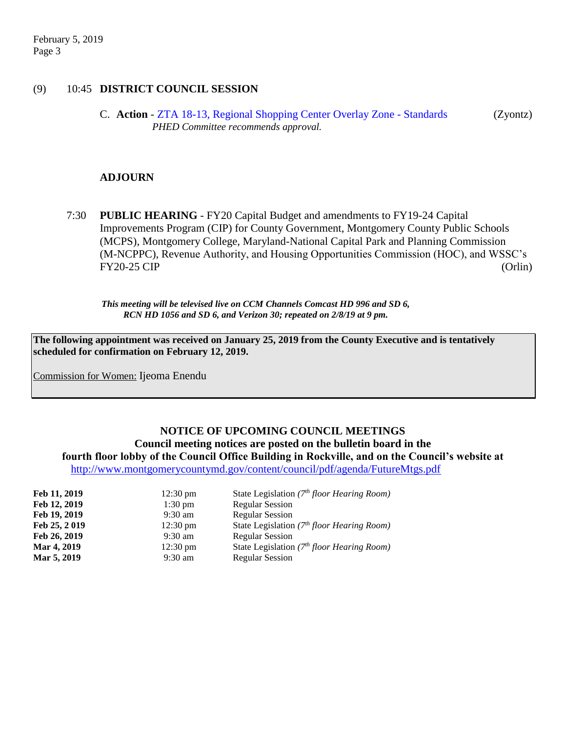(9) 10:45 **DISTRICT COUNCIL SESSION**

C. **Action** - ZTA 18-13, Regional Shopping Center Overlay Zone - Standards (Zyontz)
*PHED Committee recommends approval.*

**ADJOURN**

7:30 **PUBLIC HEARING** - FY20 Capital Budget and amendments to FY19-24 Capital Improvements Program (CIP) for County Government, Montgomery County Public Schools (MCPS), Montgomery College, Maryland-National Capital Park and Planning Commission (M-NCPPC), Revenue Authority, and Housing Opportunities Commission (HOC), and WSSC's FY20-25 CIP (Orlin)

***This meeting will be televised live on CCM Channels Comcast HD 996 and SD 6, RCN HD 1056 and SD 6, and Verizon 30; repeated on 2/8/19 at 9 pm.***

**The following appointment was received on January 25, 2019 from the County Executive and is tentatively scheduled for confirmation on February 12, 2019.**

Commission for Women: Ijeoma Enendu

**NOTICE OF UPCOMING COUNCIL MEETINGS**
**Council meeting notices are posted on the bulletin board in the fourth floor lobby of the Council Office Building in Rockville, and on the Council's website at**
http://www.montgomerycountymd.gov/content/council/pdf/agenda/FutureMtgs.pdf

| | | |
|---|---|---|
| **Feb 11, 2019** | 12:30 pm | State Legislation *(7th floor Hearing Room)* |
| **Feb 12, 2019** | 1:30 pm | Regular Session |
| **Feb 19, 2019** | 9:30 am | Regular Session |
| **Feb 25, 2 019** | 12:30 pm | State Legislation *(7th floor Hearing Room)* |
| **Feb 26, 2019** | 9:30 am | Regular Session |
| **Mar 4, 2019** | 12:30 pm | State Legislation *(7th floor Hearing Room)* |
| **Mar 5, 2019** | 9:30 am | Regular Session |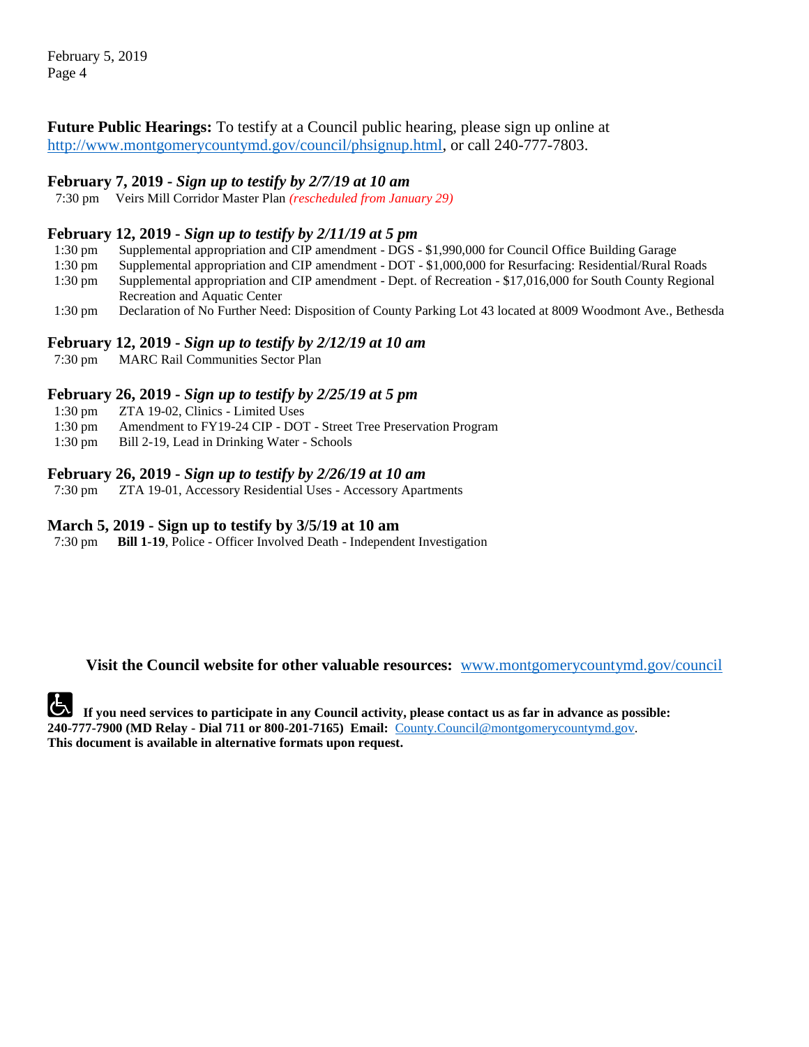**Future Public Hearings:** To testify at a Council public hearing, please sign up online at http://www.montgomerycountymd.gov/council/phsignup.html, or call 240-777-7803.

**February 7, 2019 -** ***Sign up to testify by 2/7/19 at 10 am***

7:30 pm Veirs Mill Corridor Master Plan *(rescheduled from January 29)*

**February 12, 2019 -** ***Sign up to testify by 2/11/19 at 5 pm***

1:30 pm Supplemental appropriation and CIP amendment - DGS - $1,990,000 for Council Office Building Garage
1:30 pm Supplemental appropriation and CIP amendment - DOT - $1,000,000 for Resurfacing: Residential/Rural Roads
1:30 pm Supplemental appropriation and CIP amendment - Dept. of Recreation - $17,016,000 for South County Regional Recreation and Aquatic Center
1:30 pm Declaration of No Further Need: Disposition of County Parking Lot 43 located at 8009 Woodmont Ave., Bethesda

**February 12, 2019 -** ***Sign up to testify by 2/12/19 at 10 am***

7:30 pm MARC Rail Communities Sector Plan

**February 26, 2019 -** ***Sign up to testify by 2/25/19 at 5 pm***

1:30 pm ZTA 19-02, Clinics - Limited Uses
1:30 pm Amendment to FY19-24 CIP - DOT - Street Tree Preservation Program
1:30 pm Bill 2-19, Lead in Drinking Water - Schools

**February 26, 2019 -** ***Sign up to testify by 2/26/19 at 10 am***

7:30 pm ZTA 19-01, Accessory Residential Uses - Accessory Apartments

**March 5, 2019 - Sign up to testify by 3/5/19 at 10 am**

7:30 pm **Bill 1-19**, Police - Officer Involved Death - Independent Investigation

**Visit the Council website for other valuable resources:** www.montgomerycountymd.gov/council

**If you need services to participate in any Council activity, please contact us as far in advance as possible: 240-777-7900 (MD Relay - Dial 711 or 800-201-7165) Email:** County.Council@montgomerycountymd.gov.
**This document is available in alternative formats upon request.**